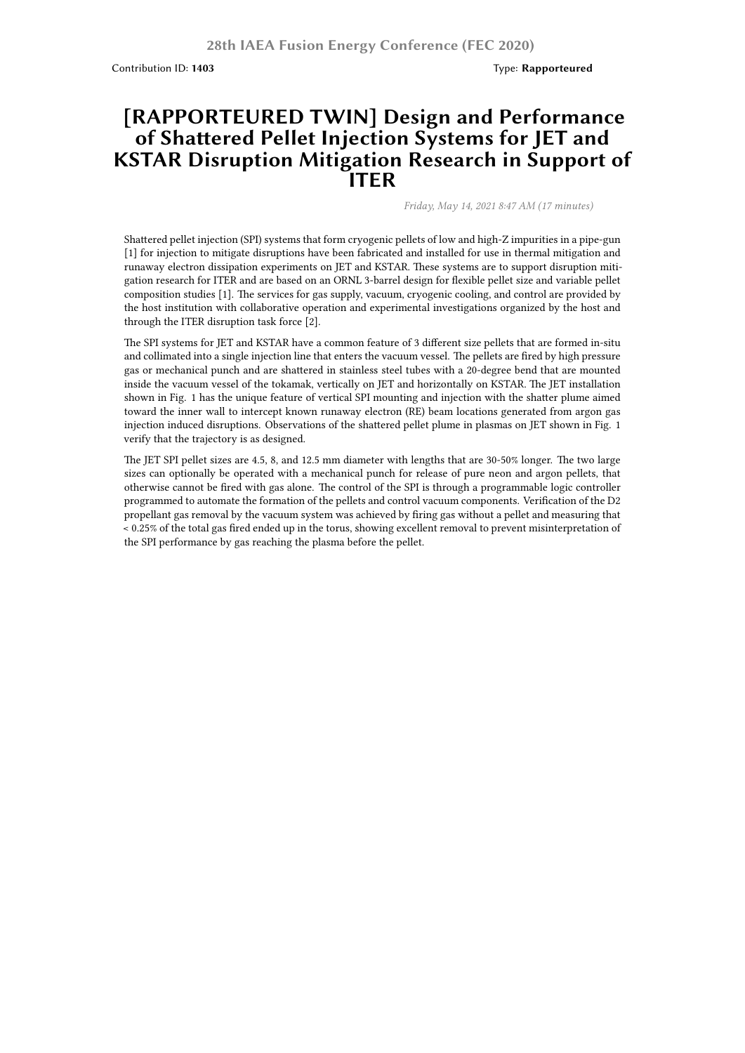28th IAEA Fusion Energy Conference (FEC 2020)

Contribution ID: **1403** Type: **Rapporteured**

# [RAPPORTEURED TWIN] Design and Performance of Shattered Pellet Injection Systems for JET and KSTAR Disruption Mitigation Research in Support of ITER

*Friday, May 14, 2021 8:47 AM (17 minutes)*

Shattered pellet injection (SPI) systems that form cryogenic pellets of low and high-Z impurities in a pipe-gun [1] for injection to mitigate disruptions have been fabricated and installed for use in thermal mitigation and runaway electron dissipation experiments on JET and KSTAR. These systems are to support disruption mitigation research for ITER and are based on an ORNL 3-barrel design for flexible pellet size and variable pellet composition studies [1]. The services for gas supply, vacuum, cryogenic cooling, and control are provided by the host institution with collaborative operation and experimental investigations organized by the host and through the ITER disruption task force [2].

The SPI systems for JET and KSTAR have a common feature of 3 different size pellets that are formed in-situ and collimated into a single injection line that enters the vacuum vessel. The pellets are fired by high pressure gas or mechanical punch and are shattered in stainless steel tubes with a 20-degree bend that are mounted inside the vacuum vessel of the tokamak, vertically on JET and horizontally on KSTAR. The JET installation shown in Fig. 1 has the unique feature of vertical SPI mounting and injection with the shatter plume aimed toward the inner wall to intercept known runaway electron (RE) beam locations generated from argon gas injection induced disruptions. Observations of the shattered pellet plume in plasmas on JET shown in Fig. 1 verify that the trajectory is as designed.

The JET SPI pellet sizes are 4.5, 8, and 12.5 mm diameter with lengths that are 30-50% longer. The two large sizes can optionally be operated with a mechanical punch for release of pure neon and argon pellets, that otherwise cannot be fired with gas alone. The control of the SPI is through a programmable logic controller programmed to automate the formation of the pellets and control vacuum components. Verification of the $D_2$ propellant gas removal by the vacuum system was achieved by firing gas without a pellet and measuring that < 0.25% of the total gas fired ended up in the torus, showing excellent removal to prevent misinterpretation of the SPI performance by gas reaching the plasma before the pellet.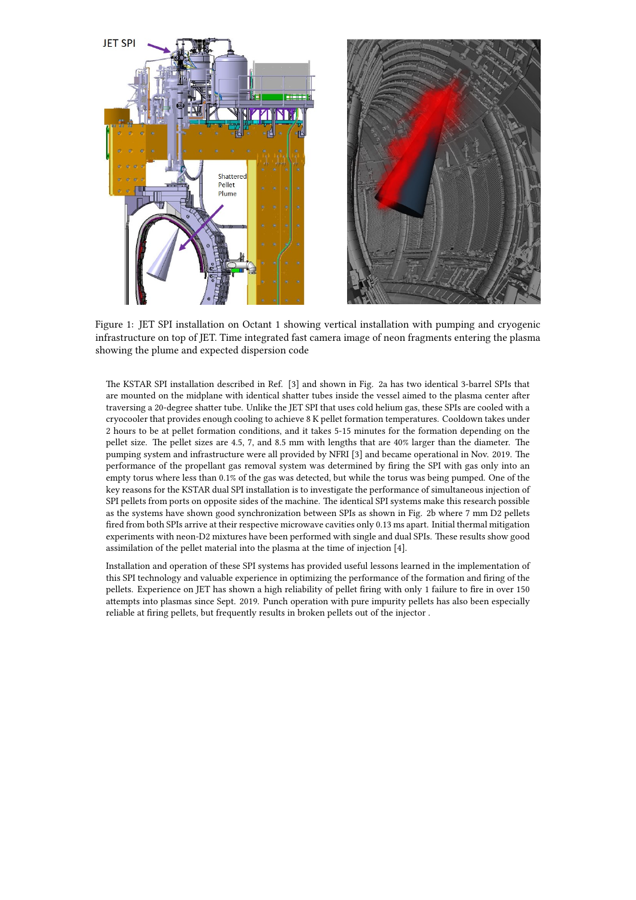Figure 1: JET SPI installation on Octant 1 showing vertical installation with pumping and cryogenic infrastructure on top of JET. Time integrated fast camera image of neon fragments entering the plasma showing the plume and expected dispersion code

The KSTAR SPI installation described in Ref. [3] and shown in Fig. 2a has two identical 3-barrel SPIs that are mounted on the midplane with identical shatter tubes inside the vessel aimed to the plasma center after traversing a 20-degree shatter tube. Unlike the JET SPI that uses cold helium gas, these SPIs are cooled with a cryocooler that provides enough cooling to achieve 8 K pellet formation temperatures. Cooldown takes under 2 hours to be at pellet formation conditions, and it takes 5-15 minutes for the formation depending on the pellet size. The pellet sizes are 4.5, 7, and 8.5 mm with lengths that are 40% larger than the diameter. The pumping system and infrastructure were all provided by NFRI [3] and became operational in Nov. 2019. The performance of the propellant gas removal system was determined by firing the SPI with gas only into an empty torus where less than 0.1% of the gas was detected, but while the torus was being pumped. One of the key reasons for the KSTAR dual SPI installation is to investigate the performance of simultaneous injection of SPI pellets from ports on opposite sides of the machine. The identical SPI systems make this research possible as the systems have shown good synchronization between SPIs as shown in Fig. 2b where 7 mm D2 pellets fired from both SPIs arrive at their respective microwave cavities only 0.13 ms apart. Initial thermal mitigation experiments with neon-D2 mixtures have been performed with single and dual SPIs. These results show good assimilation of the pellet material into the plasma at the time of injection [4].

Installation and operation of these SPI systems has provided useful lessons learned in the implementation of this SPI technology and valuable experience in optimizing the performance of the formation and firing of the pellets. Experience on JET has shown a high reliability of pellet firing with only 1 failure to fire in over 150 attempts into plasmas since Sept. 2019. Punch operation with pure impurity pellets has also been especially reliable at firing pellets, but frequently results in broken pellets out of the injector .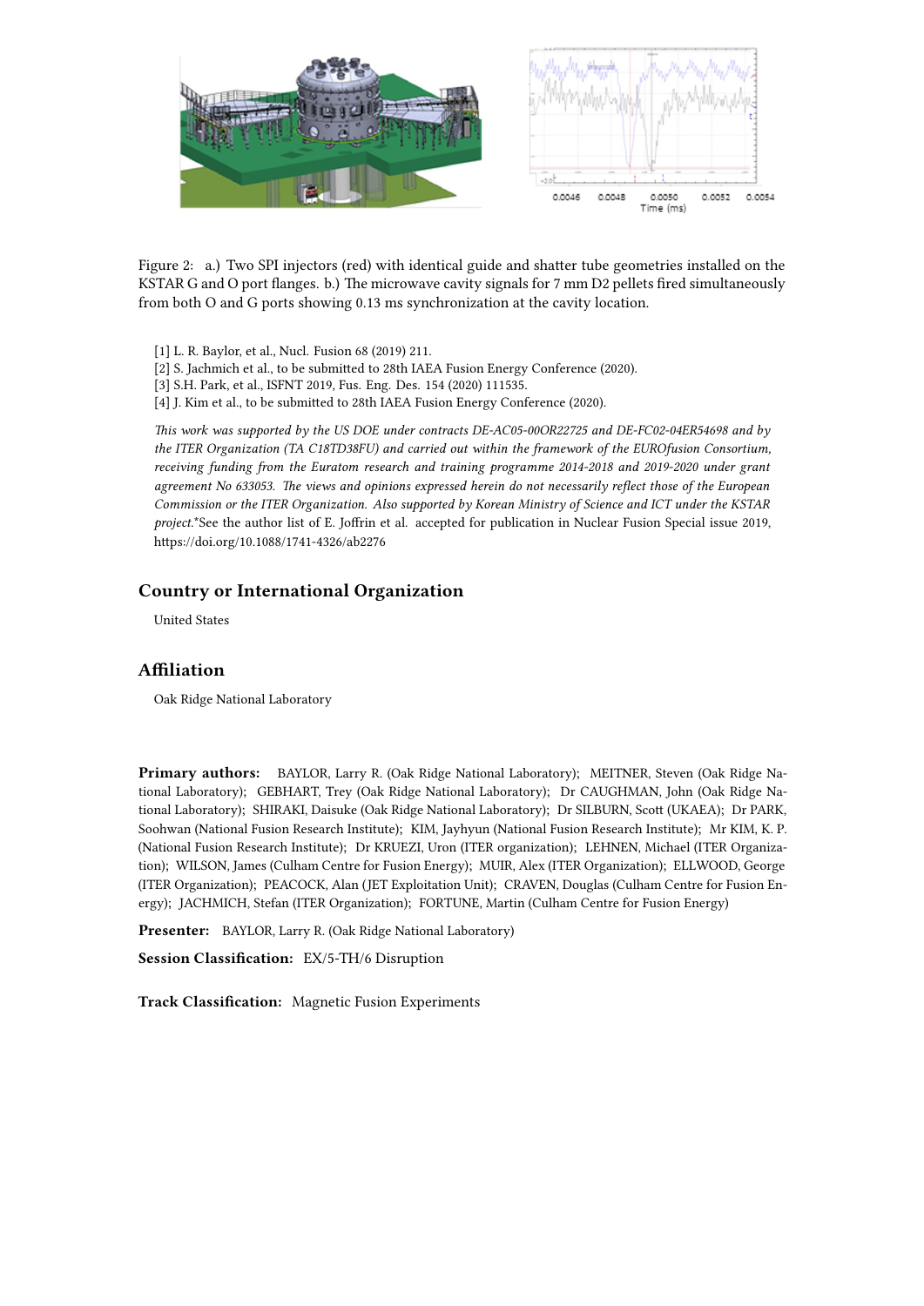0.0046 0.0048 0.0050 0.0052 0.0054
Time (ms)

Figure 2: a.) Two SPI injectors (red) with identical guide and shatter tube geometries installed on the KSTAR G and O port flanges. b.) The microwave cavity signals for 7 mm D2 pellets fired simultaneously from both O and G ports showing 0.13 ms synchronization at the cavity location.

[1] L. R. Baylor, et al., Nucl. Fusion 68 (2019) 211.
[2] S. Jachmich et al., to be submitted to 28th IAEA Fusion Energy Conference (2020).
[3] S.H. Park, et al., ISFNT 2019, Fus. Eng. Des. 154 (2020) 111535.
[4] J. Kim et al., to be submitted to 28th IAEA Fusion Energy Conference (2020).

*This work was supported by the US DOE under contracts DE-AC05-00OR22725 and DE-FC02-04ER54698 and by the ITER Organization (TA C18TD38FU) and carried out within the framework of the EUROfusion Consortium, receiving funding from the Euratom research and training programme 2014-2018 and 2019-2020 under grant agreement No 633053. The views and opinions expressed herein do not necessarily reflect those of the European Commission or the ITER Organization. Also supported by Korean Ministry of Science and ICT under the KSTAR project.*\*See the author list of E. Joffrin et al. accepted for publication in Nuclear Fusion Special issue 2019, https://doi.org/10.1088/1741-4326/ab2276

## Country or International Organization

United States

## Affiliation

Oak Ridge National Laboratory

**Primary authors:** BAYLOR, Larry R. (Oak Ridge National Laboratory); MEITNER, Steven (Oak Ridge National Laboratory); GEBHART, Trey (Oak Ridge National Laboratory); Dr CAUGHMAN, John (Oak Ridge National Laboratory); SHIRAKI, Daisuke (Oak Ridge National Laboratory); Dr SILBURN, Scott (UKAEA); Dr PARK, Soohwan (National Fusion Research Institute); KIM, Jayhyun (National Fusion Research Institute); Mr KIM, K. P. (National Fusion Research Institute); Dr KRUEZI, Uron (ITER organization); LEHNEN, Michael (ITER Organization); WILSON, James (Culham Centre for Fusion Energy); MUIR, Alex (ITER Organization); ELLWOOD, George (ITER Organization); PEACOCK, Alan (JET Exploitation Unit); CRAVEN, Douglas (Culham Centre for Fusion Energy); JACHMICH, Stefan (ITER Organization); FORTUNE, Martin (Culham Centre for Fusion Energy)

**Presenter:** BAYLOR, Larry R. (Oak Ridge National Laboratory)

**Session Classification:** EX/5-TH/6 Disruption

**Track Classification:** Magnetic Fusion Experiments